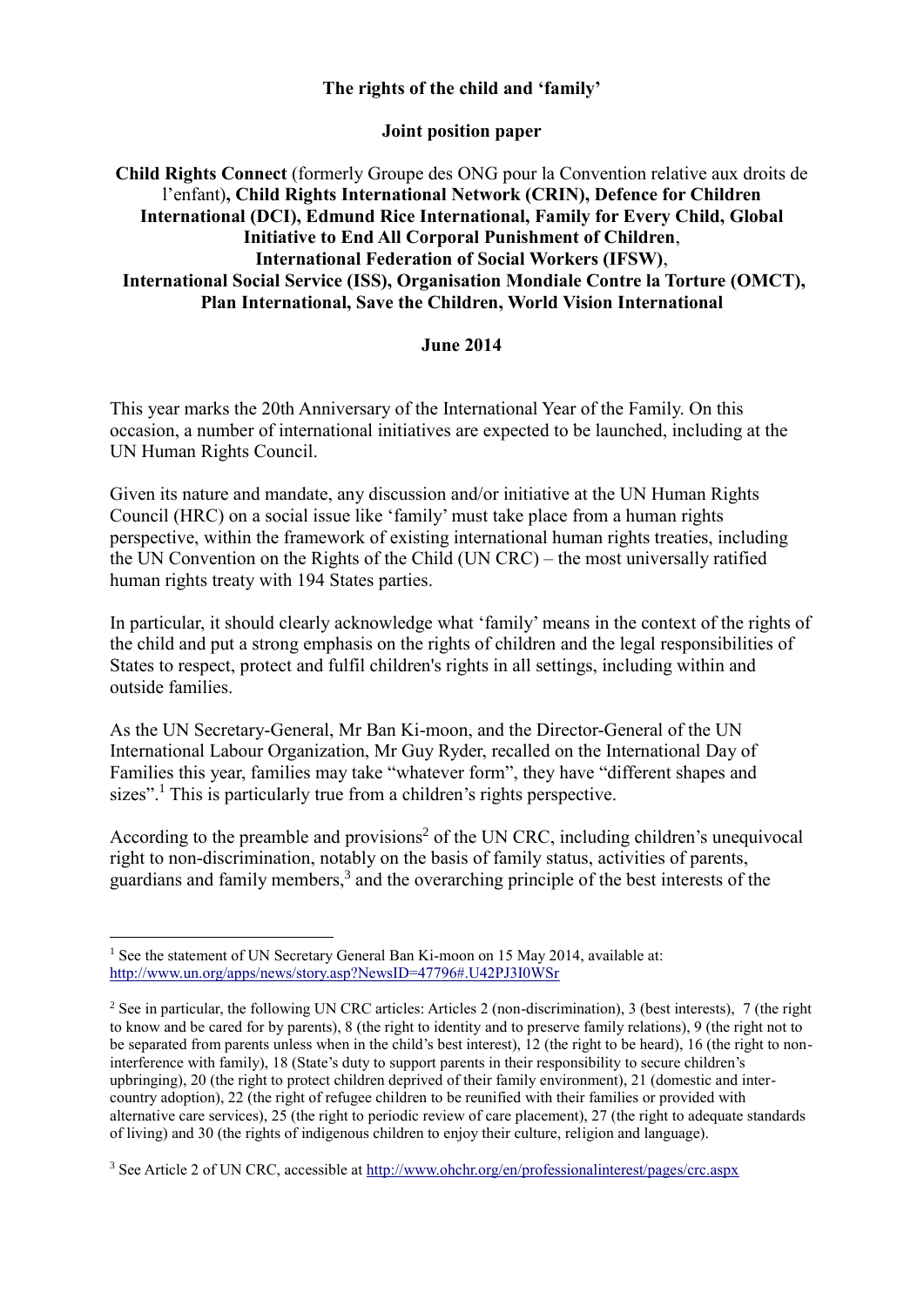**The rights of the child and 'family'**

**Joint position paper**

**Child Rights Connect** (formerly Groupe des ONG pour la Convention relative aux droits de l'enfant)**, Child Rights International Network (CRIN), Defence for Children International (DCI), Edmund Rice International, Family for Every Child, Global Initiative to End All Corporal Punishment of Children**, **International Federation of Social Workers (IFSW)**, **International Social Service (ISS), Organisation Mondiale Contre la Torture (OMCT), Plan International, Save the Children, World Vision International**

**June 2014**

This year marks the 20th Anniversary of the International Year of the Family. On this occasion, a number of international initiatives are expected to be launched, including at the UN Human Rights Council.

Given its nature and mandate, any discussion and/or initiative at the UN Human Rights Council (HRC) on a social issue like 'family' must take place from a human rights perspective, within the framework of existing international human rights treaties, including the UN Convention on the Rights of the Child (UN CRC) – the most universally ratified human rights treaty with 194 States parties.

In particular, it should clearly acknowledge what 'family' means in the context of the rights of the child and put a strong emphasis on the rights of children and the legal responsibilities of States to respect, protect and fulfil children's rights in all settings, including within and outside families.

As the UN Secretary-General, Mr Ban Ki-moon, and the Director-General of the UN International Labour Organization, Mr Guy Ryder, recalled on the International Day of Families this year, families may take "whatever form", they have "different shapes and sizes".[1] This is particularly true from a children's rights perspective.

According to the preamble and provisions[2] of the UN CRC, including children's unequivocal right to non-discrimination, notably on the basis of family status, activities of parents, guardians and family members,[3] and the overarching principle of the best interests of the

---

[1] See the statement of UN Secretary General Ban Ki-moon on 15 May 2014, available at: http://www.un.org/apps/news/story.asp?NewsID=47796#.U42PJ3I0WSr

[2] See in particular, the following UN CRC articles: Articles 2 (non-discrimination), 3 (best interests), 7 (the right to know and be cared for by parents), 8 (the right to identity and to preserve family relations), 9 (the right not to be separated from parents unless when in the child's best interest), 12 (the right to be heard), 16 (the right to non-interference with family), 18 (State's duty to support parents in their responsibility to secure children's upbringing), 20 (the right to protect children deprived of their family environment), 21 (domestic and inter-country adoption), 22 (the right of refugee children to be reunified with their families or provided with alternative care services), 25 (the right to periodic review of care placement), 27 (the right to adequate standards of living) and 30 (the rights of indigenous children to enjoy their culture, religion and language).

[3] See Article 2 of UN CRC, accessible at http://www.ohchr.org/en/professionalinterest/pages/crc.aspx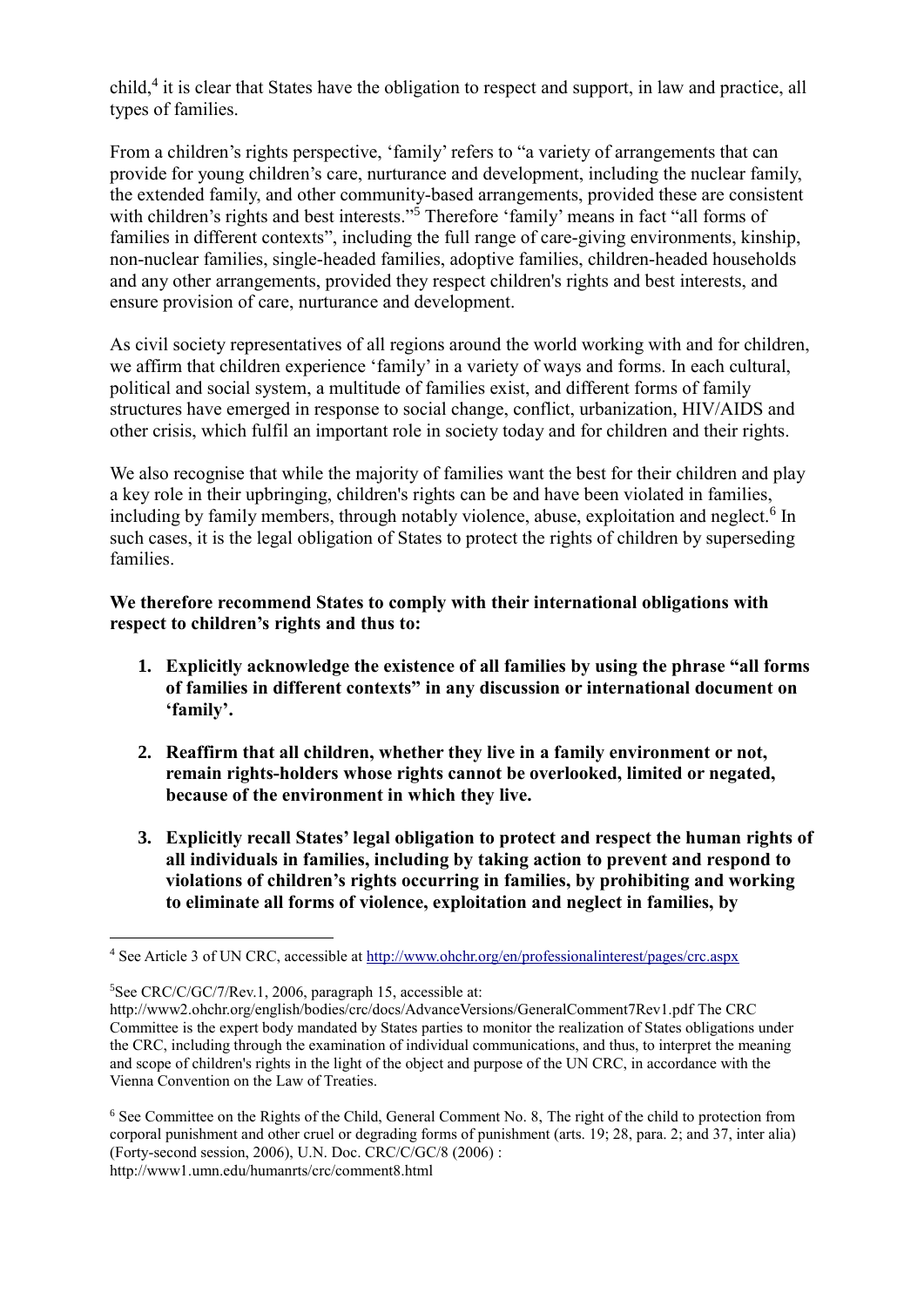child,[4] it is clear that States have the obligation to respect and support, in law and practice, all types of families.

From a children's rights perspective, 'family' refers to "a variety of arrangements that can provide for young children's care, nurturance and development, including the nuclear family, the extended family, and other community-based arrangements, provided these are consistent with children's rights and best interests."[5] Therefore 'family' means in fact "all forms of families in different contexts", including the full range of care-giving environments, kinship, non-nuclear families, single-headed families, adoptive families, children-headed households and any other arrangements, provided they respect children's rights and best interests, and ensure provision of care, nurturance and development.

As civil society representatives of all regions around the world working with and for children, we affirm that children experience 'family' in a variety of ways and forms. In each cultural, political and social system, a multitude of families exist, and different forms of family structures have emerged in response to social change, conflict, urbanization, HIV/AIDS and other crisis, which fulfil an important role in society today and for children and their rights.

We also recognise that while the majority of families want the best for their children and play a key role in their upbringing, children's rights can be and have been violated in families, including by family members, through notably violence, abuse, exploitation and neglect.[6] In such cases, it is the legal obligation of States to protect the rights of children by superseding families.

**We therefore recommend States to comply with their international obligations with respect to children's rights and thus to:**

1. **Explicitly acknowledge the existence of all families by using the phrase "all forms of families in different contexts" in any discussion or international document on 'family'.**

2. **Reaffirm that all children, whether they live in a family environment or not, remain rights-holders whose rights cannot be overlooked, limited or negated, because of the environment in which they live.**

3. **Explicitly recall States' legal obligation to protect and respect the human rights of all individuals in families, including by taking action to prevent and respond to violations of children's rights occurring in families, by prohibiting and working to eliminate all forms of violence, exploitation and neglect in families, by**

---

[4] See Article 3 of UN CRC, accessible at http://www.ohchr.org/en/professionalinterest/pages/crc.aspx

[5] See CRC/C/GC/7/Rev.1, 2006, paragraph 15, accessible at: http://www2.ohchr.org/english/bodies/crc/docs/AdvanceVersions/GeneralComment7Rev1.pdf The CRC Committee is the expert body mandated by States parties to monitor the realization of States obligations under the CRC, including through the examination of individual communications, and thus, to interpret the meaning and scope of children's rights in the light of the object and purpose of the UN CRC, in accordance with the Vienna Convention on the Law of Treaties.

[6] See Committee on the Rights of the Child, General Comment No. 8, The right of the child to protection from corporal punishment and other cruel or degrading forms of punishment (arts. 19; 28, para. 2; and 37, inter alia) (Forty-second session, 2006), U.N. Doc. CRC/C/GC/8 (2006) : http://www1.umn.edu/humanrts/crc/comment8.html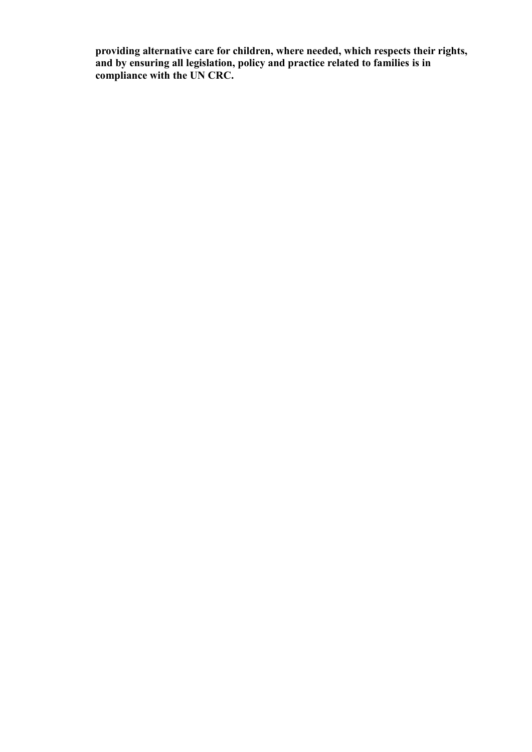**providing alternative care for children, where needed, which respects their rights, and by ensuring all legislation, policy and practice related to families is in compliance with the UN CRC.**